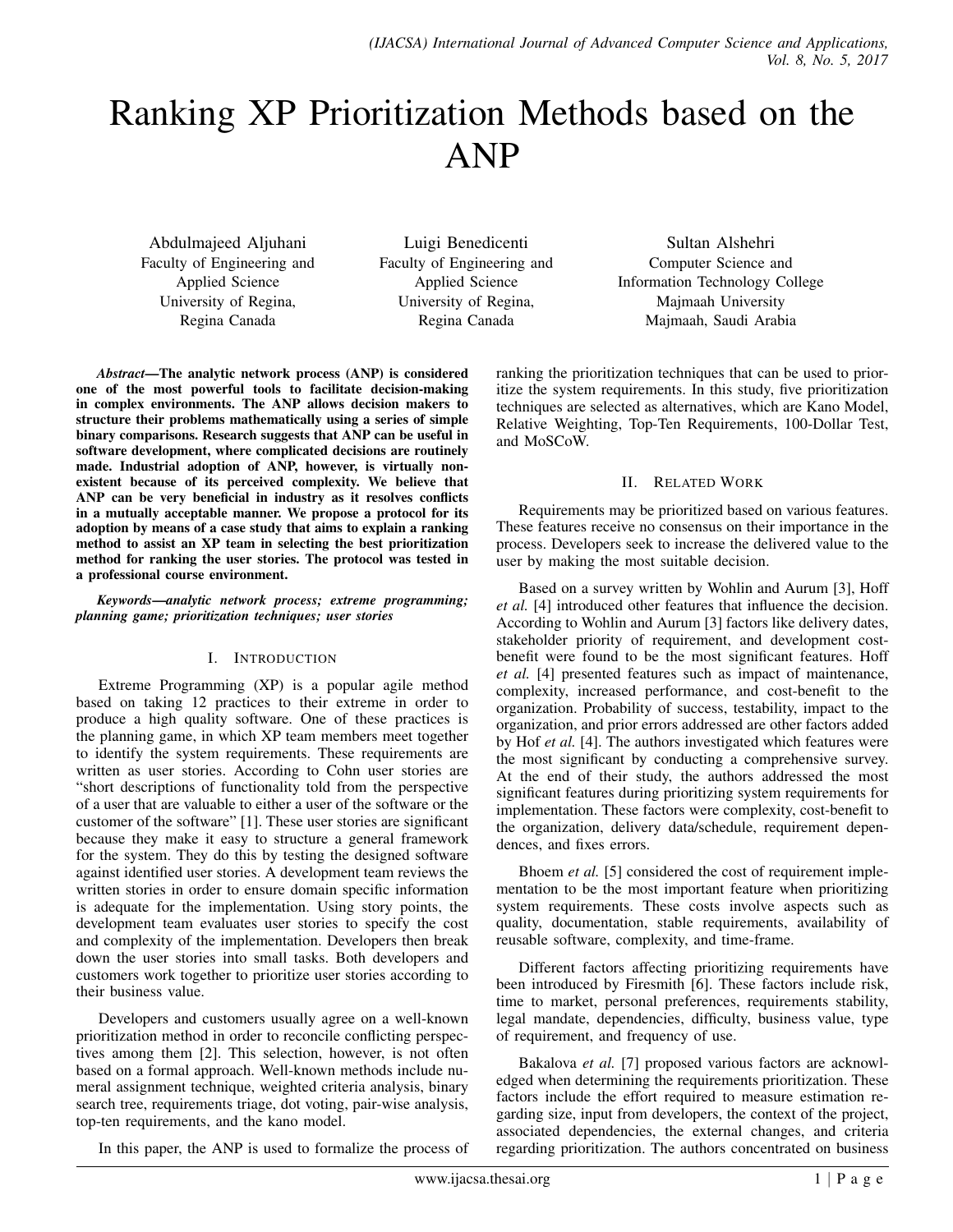# Ranking XP Prioritization Methods based on the ANP

Abdulmajeed Aljuhani
Faculty of Engineering and Applied Science
University of Regina,
Regina Canada

Luigi Benedicenti
Faculty of Engineering and Applied Science
University of Regina,
Regina Canada

Sultan Alshehri
Computer Science and Information Technology College
Majmaah University
Majmaah, Saudi Arabia

***Abstract*—The analytic network process (ANP) is considered one of the most powerful tools to facilitate decision-making in complex environments. The ANP allows decision makers to structure their problems mathematically using a series of simple binary comparisons. Research suggests that ANP can be useful in software development, where complicated decisions are routinely made. Industrial adoption of ANP, however, is virtually non-existent because of its perceived complexity. We believe that ANP can be very beneficial in industry as it resolves conflicts in a mutually acceptable manner. We propose a protocol for its adoption by means of a case study that aims to explain a ranking method to assist an XP team in selecting the best prioritization method for ranking the user stories. The protocol was tested in a professional course environment.**

***Keywords*—*analytic network process; extreme programming; planning game; prioritization techniques; user stories***

## I. Introduction

Extreme Programming (XP) is a popular agile method based on taking 12 practices to their extreme in order to produce a high quality software. One of these practices is the planning game, in which XP team members meet together to identify the system requirements. These requirements are written as user stories. According to Cohn user stories are "short descriptions of functionality told from the perspective of a user that are valuable to either a user of the software or the customer of the software" [1]. These user stories are significant because they make it easy to structure a general framework for the system. They do this by testing the designed software against identified user stories. A development team reviews the written stories in order to ensure domain specific information is adequate for the implementation. Using story points, the development team evaluates user stories to specify the cost and complexity of the implementation. Developers then break down the user stories into small tasks. Both developers and customers work together to prioritize user stories according to their business value.

Developers and customers usually agree on a well-known prioritization method in order to reconcile conflicting perspectives among them [2]. This selection, however, is not often based on a formal approach. Well-known methods include numeral assignment technique, weighted criteria analysis, binary search tree, requirements triage, dot voting, pair-wise analysis, top-ten requirements, and the kano model.

In this paper, the ANP is used to formalize the process of ranking the prioritization techniques that can be used to prioritize the system requirements. In this study, five prioritization techniques are selected as alternatives, which are Kano Model, Relative Weighting, Top-Ten Requirements, 100-Dollar Test, and MoSCoW.

## II. Related Work

Requirements may be prioritized based on various features. These features receive no consensus on their importance in the process. Developers seek to increase the delivered value to the user by making the most suitable decision.

Based on a survey written by Wohlin and Aurum [3], Hoff *et al.* [4] introduced other features that influence the decision. According to Wohlin and Aurum [3] factors like delivery dates, stakeholder priority of requirement, and development cost-benefit were found to be the most significant features. Hoff *et al.* [4] presented features such as impact of maintenance, complexity, increased performance, and cost-benefit to the organization. Probability of success, testability, impact to the organization, and prior errors addressed are other factors added by Hof *et al.* [4]. The authors investigated which features were the most significant by conducting a comprehensive survey. At the end of their study, the authors addressed the most significant features during prioritizing system requirements for implementation. These factors were complexity, cost-benefit to the organization, delivery data/schedule, requirement dependences, and fixes errors.

Bhoem *et al.* [5] considered the cost of requirement implementation to be the most important feature when prioritizing system requirements. These costs involve aspects such as quality, documentation, stable requirements, availability of reusable software, complexity, and time-frame.

Different factors affecting prioritizing requirements have been introduced by Firesmith [6]. These factors include risk, time to market, personal preferences, requirements stability, legal mandate, dependencies, difficulty, business value, type of requirement, and frequency of use.

Bakalova *et al.* [7] proposed various factors are acknowledged when determining the requirements prioritization. These factors include the effort required to measure estimation regarding size, input from developers, the context of the project, associated dependencies, the external changes, and criteria regarding prioritization. The authors concentrated on business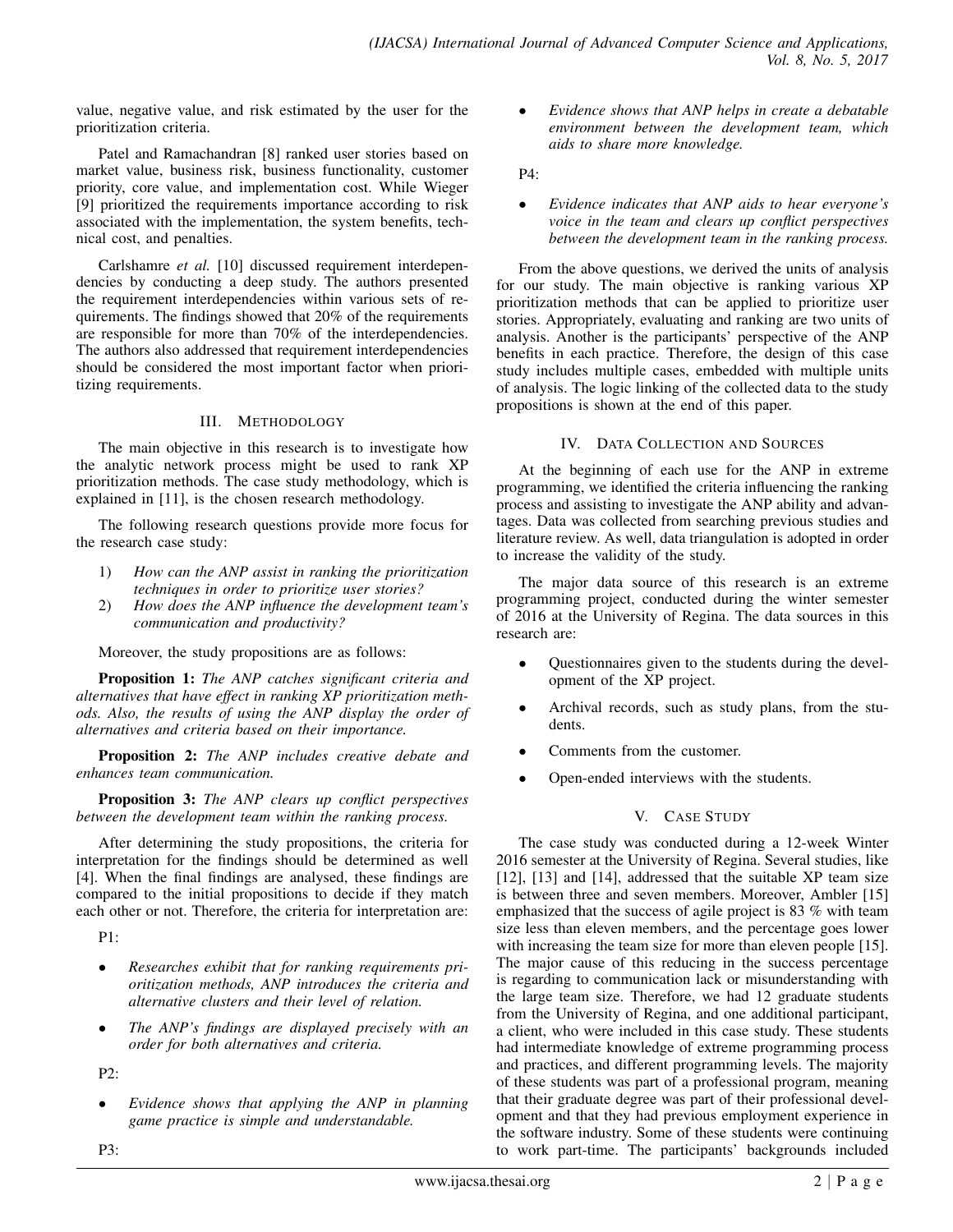value, negative value, and risk estimated by the user for the prioritization criteria.

Patel and Ramachandran [8] ranked user stories based on market value, business risk, business functionality, customer priority, core value, and implementation cost. While Wieger [9] prioritized the requirements importance according to risk associated with the implementation, the system benefits, technical cost, and penalties.

Carlshamre *et al.* [10] discussed requirement interdependencies by conducting a deep study. The authors presented the requirement interdependencies within various sets of requirements. The findings showed that 20% of the requirements are responsible for more than 70% of the interdependencies. The authors also addressed that requirement interdependencies should be considered the most important factor when prioritizing requirements.

## III. Methodology

The main objective in this research is to investigate how the analytic network process might be used to rank XP prioritization methods. The case study methodology, which is explained in [11], is the chosen research methodology.

The following research questions provide more focus for the research case study:

1) *How can the ANP assist in ranking the prioritization techniques in order to prioritize user stories?*
2) *How does the ANP influence the development team's communication and productivity?*

Moreover, the study propositions are as follows:

**Proposition 1:** *The ANP catches significant criteria and alternatives that have effect in ranking XP prioritization methods. Also, the results of using the ANP display the order of alternatives and criteria based on their importance.*

**Proposition 2:** *The ANP includes creative debate and enhances team communication.*

**Proposition 3:** *The ANP clears up conflict perspectives between the development team within the ranking process.*

After determining the study propositions, the criteria for interpretation for the findings should be determined as well [4]. When the final findings are analysed, these findings are compared to the initial propositions to decide if they match each other or not. Therefore, the criteria for interpretation are:

P1:

- *Researches exhibit that for ranking requirements prioritization methods, ANP introduces the criteria and alternative clusters and their level of relation.*
- *The ANP's findings are displayed precisely with an order for both alternatives and criteria.*

P2:

- *Evidence shows that applying the ANP in planning game practice is simple and understandable.*

P3:

- *Evidence shows that ANP helps in create a debatable environment between the development team, which aids to share more knowledge.*

P4:

- *Evidence indicates that ANP aids to hear everyone's voice in the team and clears up conflict perspectives between the development team in the ranking process.*

From the above questions, we derived the units of analysis for our study. The main objective is ranking various XP prioritization methods that can be applied to prioritize user stories. Appropriately, evaluating and ranking are two units of analysis. Another is the participants' perspective of the ANP benefits in each practice. Therefore, the design of this case study includes multiple cases, embedded with multiple units of analysis. The logic linking of the collected data to the study propositions is shown at the end of this paper.

## IV. Data Collection and Sources

At the beginning of each use for the ANP in extreme programming, we identified the criteria influencing the ranking process and assisting to investigate the ANP ability and advantages. Data was collected from searching previous studies and literature review. As well, data triangulation is adopted in order to increase the validity of the study.

The major data source of this research is an extreme programming project, conducted during the winter semester of 2016 at the University of Regina. The data sources in this research are:

- Questionnaires given to the students during the development of the XP project.
- Archival records, such as study plans, from the students.
- Comments from the customer.
- Open-ended interviews with the students.

## V. Case Study

The case study was conducted during a 12-week Winter 2016 semester at the University of Regina. Several studies, like [12], [13] and [14], addressed that the suitable XP team size is between three and seven members. Moreover, Ambler [15] emphasized that the success of agile project is 83 % with team size less than eleven members, and the percentage goes lower with increasing the team size for more than eleven people [15]. The major cause of this reducing in the success percentage is regarding to communication lack or misunderstanding with the large team size. Therefore, we had 12 graduate students from the University of Regina, and one additional participant, a client, who were included in this case study. These students had intermediate knowledge of extreme programming process and practices, and different programming levels. The majority of these students was part of a professional program, meaning that their graduate degree was part of their professional development and that they had previous employment experience in the software industry. Some of these students were continuing to work part-time. The participants' backgrounds included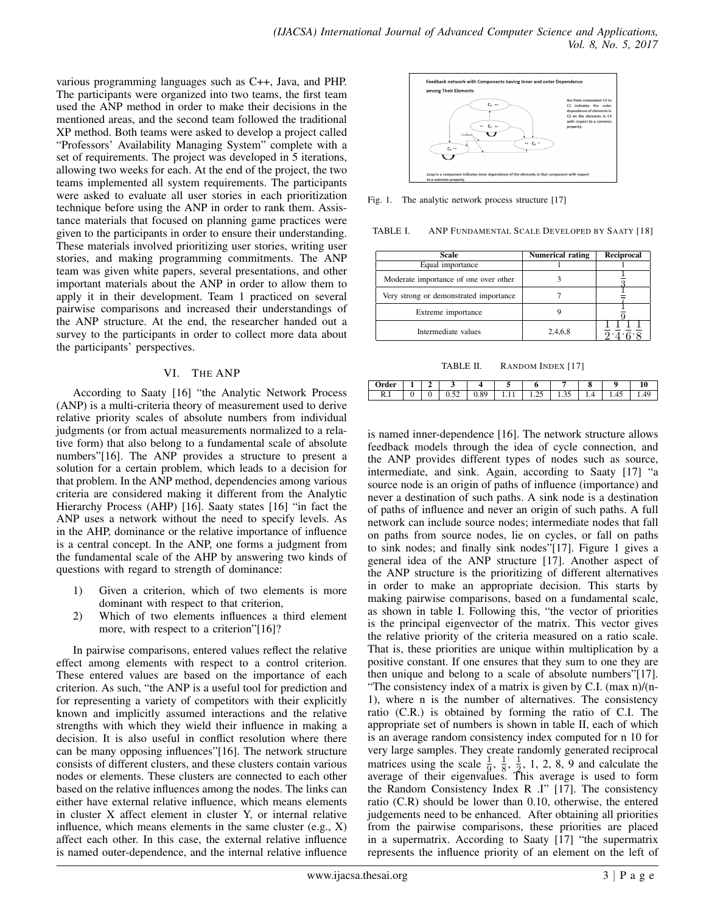various programming languages such as C++, Java, and PHP. The participants were organized into two teams, the first team used the ANP method in order to make their decisions in the mentioned areas, and the second team followed the traditional XP method. Both teams were asked to develop a project called "Professors' Availability Managing System" complete with a set of requirements. The project was developed in 5 iterations, allowing two weeks for each. At the end of the project, the two teams implemented all system requirements. The participants were asked to evaluate all user stories in each prioritization technique before using the ANP in order to rank them. Assistance materials that focused on planning game practices were given to the participants in order to ensure their understanding. These materials involved prioritizing user stories, writing user stories, and making programming commitments. The ANP team was given white papers, several presentations, and other important materials about the ANP in order to allow them to apply it in their development. Team 1 practiced on several pairwise comparisons and increased their understandings of the ANP structure. At the end, the researcher handed out a survey to the participants in order to collect more data about the participants' perspectives.

## VI. The ANP

According to Saaty [16] "the Analytic Network Process (ANP) is a multi-criteria theory of measurement used to derive relative priority scales of absolute numbers from individual judgments (or from actual measurements normalized to a relative form) that also belong to a fundamental scale of absolute numbers"[16]. The ANP provides a structure to present a solution for a certain problem, which leads to a decision for that problem. In the ANP method, dependencies among various criteria are considered making it different from the Analytic Hierarchy Process (AHP) [16]. Saaty states [16] "in fact the ANP uses a network without the need to specify levels. As in the AHP, dominance or the relative importance of influence is a central concept. In the ANP, one forms a judgment from the fundamental scale of the AHP by answering two kinds of questions with regard to strength of dominance:

1) Given a criterion, which of two elements is more dominant with respect to that criterion,
2) Which of two elements influences a third element more, with respect to a criterion"[16]?

In pairwise comparisons, entered values reflect the relative effect among elements with respect to a control criterion. These entered values are based on the importance of each criterion. As such, "the ANP is a useful tool for prediction and for representing a variety of competitors with their explicitly known and implicitly assumed interactions and the relative strengths with which they wield their influence in making a decision. It is also useful in conflict resolution where there can be many opposing influences"[16]. The network structure consists of different clusters, and these clusters contain various nodes or elements. These clusters are connected to each other based on the relative influences among the nodes. The links can either have external relative influence, which means elements in cluster X affect element in cluster Y, or internal relative influence, which means elements in the same cluster (e.g., X) affect each other. In this case, the external relative influence is named outer-dependence, and the internal relative influence is named inner-dependence [16]. The network structure allows feedback models through the idea of cycle connection, and the ANP provides different types of nodes such as source, intermediate, and sink. Again, according to Saaty [17] "a source node is an origin of paths of influence (importance) and never a destination of such paths. A sink node is a destination of paths of influence and never an origin of such paths. A full network can include source nodes; intermediate nodes that fall on paths from source nodes, lie on cycles, or fall on paths to sink nodes; and finally sink nodes"[17]. Figure 1 gives a general idea of the ANP structure [17]. Another aspect of the ANP structure is the prioritizing of different alternatives in order to make an appropriate decision. This starts by making pairwise comparisons, based on a fundamental scale, as shown in table I. Following this, "the vector of priorities is the principal eigenvector of the matrix. This vector gives the relative priority of the criteria measured on a ratio scale. That is, these priorities are unique within multiplication by a positive constant. If one ensures that they sum to one they are then unique and belong to a scale of absolute numbers"[17]. "The consistency index of a matrix is given by C.I. (max n)/(n-1), where n is the number of alternatives. The consistency ratio (C.R.) is obtained by forming the ratio of C.I. The appropriate set of numbers is shown in table II, each of which is an average random consistency index computed for n 10 for very large samples. They create randomly generated reciprocal matrices using the scale $\frac{1}{9}$, $\frac{1}{8}$, $\frac{1}{2}$, 1, 2, 8, 9 and calculate the average of their eigenvalues. This average is used to form the Random Consistency Index R .I" [17]. The consistency ratio (C.R) should be lower than 0.10, otherwise, the entered judgements need to be enhanced. After obtaining all priorities from the pairwise comparisons, these priorities are placed in a supermatrix. According to Saaty [17] "the supermatrix represents the influence priority of an element on the left of

Feedback network with Components having Inner and outer Dependence among Their Elements

Arc from component C4 to C2 indicates the outer dependence of elements in C2 on the elements in C4 with respect to a common property.

Loop in a component indicates inner dependence of the elements in that component with respect to a common property.

Fig. 1. The analytic network process structure [17]

TABLE I. ANP Fundamental Scale Developed by Saaty [18]

| Scale | Numerical rating | Reciprocal |
|---|---|---|
| Equal importance | 1 | 1 |
| Moderate importance of one over other | 3 | $\frac{1}{3}$ |
| Very strong or demonstrated importance | 7 | $\frac{1}{7}$ |
| Extreme importance | 9 | $\frac{1}{9}$ |
| Intermediate values | 2,4,6,8 | $\frac{1}{2},\frac{1}{4},\frac{1}{6},\frac{1}{8}$ |

TABLE II. Random Index [17]

| Order | 1 | 2 | 3 | 4 | 5 | 6 | 7 | 8 | 9 | 10 |
|---|---|---|---|---|---|---|---|---|---|---|
| R.I | 0 | 0 | 0.52 | 0.89 | 1.11 | 1.25 | 1.35 | 1.4 | 1.45 | 1.49 |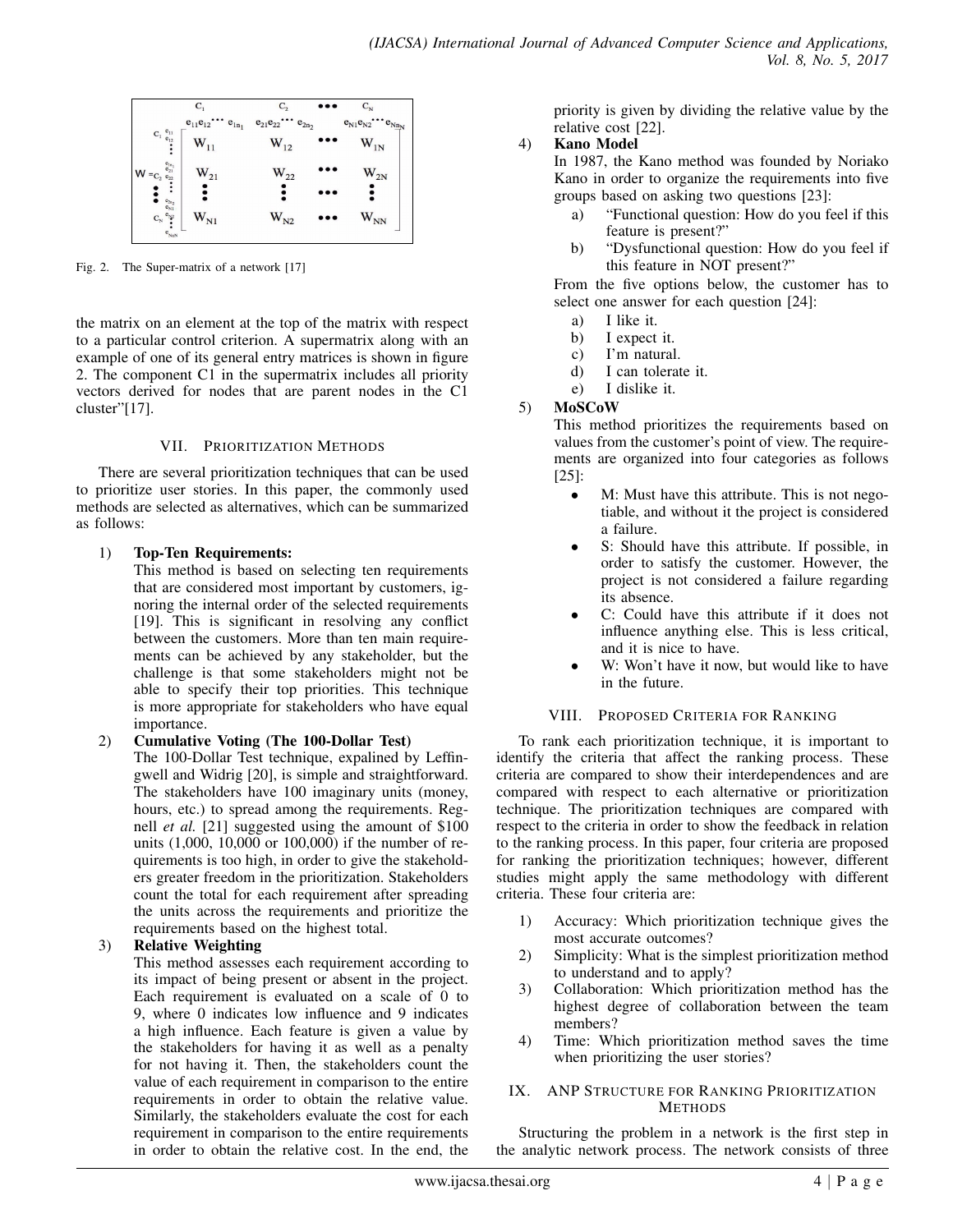Fig. 2. The Super-matrix of a network [17]

the matrix on an element at the top of the matrix with respect to a particular control criterion. A supermatrix along with an example of one of its general entry matrices is shown in figure 2. The component C1 in the supermatrix includes all priority vectors derived for nodes that are parent nodes in the C1 cluster"[17].

## VII. Prioritization Methods

There are several prioritization techniques that can be used to prioritize user stories. In this paper, the commonly used methods are selected as alternatives, which can be summarized as follows:

1) **Top-Ten Requirements:**
   This method is based on selecting ten requirements that are considered most important by customers, ignoring the internal order of the selected requirements [19]. This is significant in resolving any conflict between the customers. More than ten main requirements can be achieved by any stakeholder, but the challenge is that some stakeholders might not be able to specify their top priorities. This technique is more appropriate for stakeholders who have equal importance.

2) **Cumulative Voting (The 100-Dollar Test)**
   The 100-Dollar Test technique, expalined by Leffingwell and Widrig [20], is simple and straightforward. The stakeholders have 100 imaginary units (money, hours, etc.) to spread among the requirements. Regnell *et al.* [21] suggested using the amount of $100 units (1,000, 10,000 or 100,000) if the number of requirements is too high, in order to give the stakeholders greater freedom in the prioritization. Stakeholders count the total for each requirement after spreading the units across the requirements and prioritize the requirements based on the highest total.

3) **Relative Weighting**
   This method assesses each requirement according to its impact of being present or absent in the project. Each requirement is evaluated on a scale of 0 to 9, where 0 indicates low influence and 9 indicates a high influence. Each feature is given a value by the stakeholders for having it as well as a penalty for not having it. Then, the stakeholders count the value of each requirement in comparison to the entire requirements in order to obtain the relative value. Similarly, the stakeholders evaluate the cost for each requirement in comparison to the entire requirements in order to obtain the relative cost. In the end, the priority is given by dividing the relative value by the relative cost [22].

4) **Kano Model**
   In 1987, the Kano method was founded by Noriako Kano in order to organize the requirements into five groups based on asking two questions [23]:
   a) "Functional question: How do you feel if this feature is present?"
   b) "Dysfunctional question: How do you feel if this feature in NOT present?"

   From the five options below, the customer has to select one answer for each question [24]:
   a) I like it.
   b) I expect it.
   c) I'm natural.
   d) I can tolerate it.
   e) I dislike it.

5) **MoSCoW**
   This method prioritizes the requirements based on values from the customer's point of view. The requirements are organized into four categories as follows [25]:
   - M: Must have this attribute. This is not negotiable, and without it the project is considered a failure.
   - S: Should have this attribute. If possible, in order to satisfy the customer. However, the project is not considered a failure regarding its absence.
   - C: Could have this attribute if it does not influence anything else. This is less critical, and it is nice to have.
   - W: Won't have it now, but would like to have in the future.

## VIII. Proposed Criteria for Ranking

To rank each prioritization technique, it is important to identify the criteria that affect the ranking process. These criteria are compared to show their interdependences and are compared with respect to each alternative or prioritization technique. The prioritization techniques are compared with respect to the criteria in order to show the feedback in relation to the ranking process. In this paper, four criteria are proposed for ranking the prioritization techniques; however, different studies might apply the same methodology with different criteria. These four criteria are:

1) Accuracy: Which prioritization technique gives the most accurate outcomes?
2) Simplicity: What is the simplest prioritization method to understand and to apply?
3) Collaboration: Which prioritization method has the highest degree of collaboration between the team members?
4) Time: Which prioritization method saves the time when prioritizing the user stories?

## IX. ANP Structure for Ranking Prioritization Methods

Structuring the problem in a network is the first step in the analytic network process. The network consists of three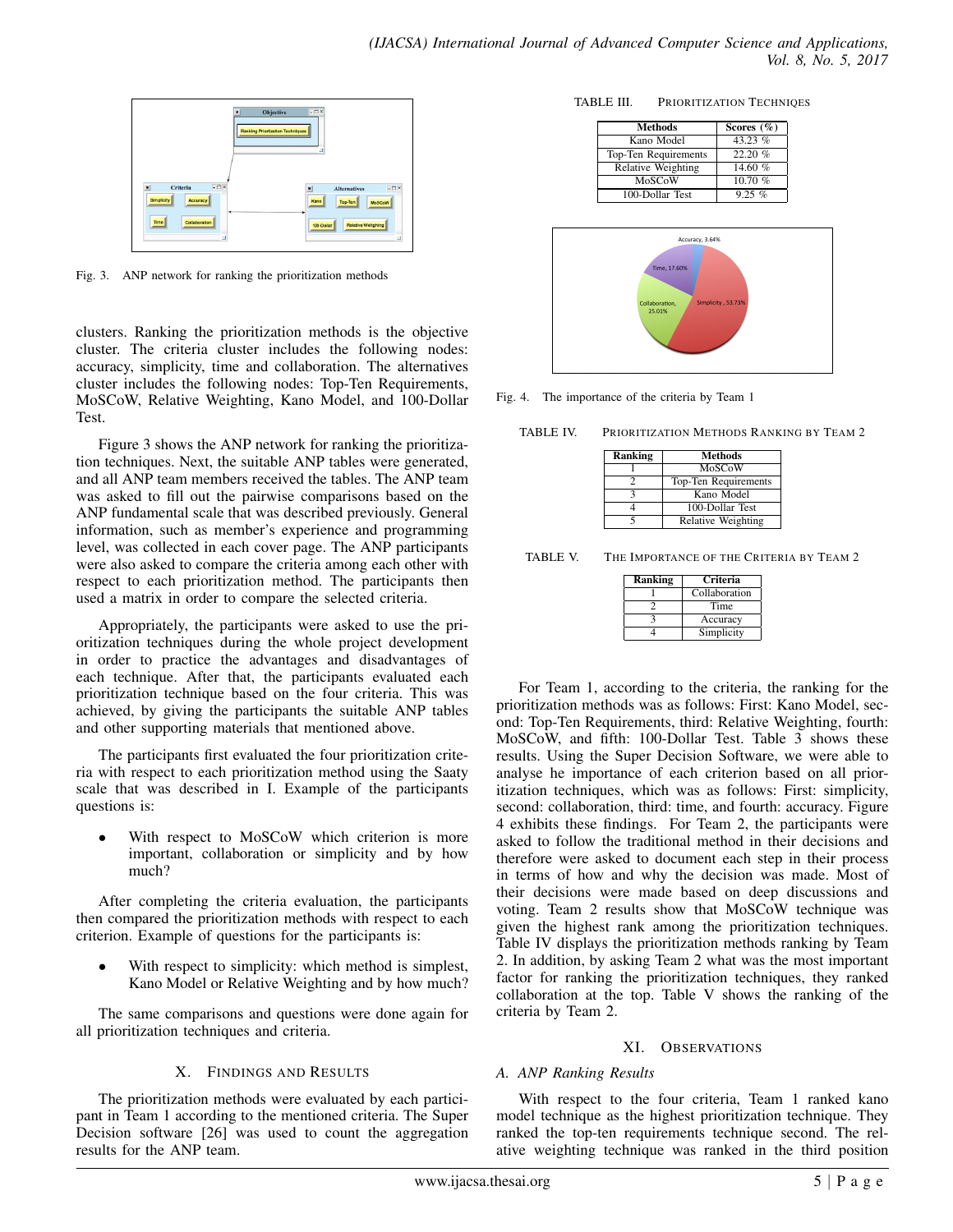Fig. 3. ANP network for ranking the prioritization methods

clusters. Ranking the prioritization methods is the objective cluster. The criteria cluster includes the following nodes: accuracy, simplicity, time and collaboration. The alternatives cluster includes the following nodes: Top-Ten Requirements, MoSCoW, Relative Weighting, Kano Model, and 100-Dollar Test.

Figure 3 shows the ANP network for ranking the prioritization techniques. Next, the suitable ANP tables were generated, and all ANP team members received the tables. The ANP team was asked to fill out the pairwise comparisons based on the ANP fundamental scale that was described previously. General information, such as member's experience and programming level, was collected in each cover page. The ANP participants were also asked to compare the criteria among each other with respect to each prioritization method. The participants then used a matrix in order to compare the selected criteria.

Appropriately, the participants were asked to use the prioritization techniques during the whole project development in order to practice the advantages and disadvantages of each technique. After that, the participants evaluated each prioritization technique based on the four criteria. This was achieved, by giving the participants the suitable ANP tables and other supporting materials that mentioned above.

The participants first evaluated the four prioritization criteria with respect to each prioritization method using the Saaty scale that was described in I. Example of the participants questions is:

- With respect to MoSCoW which criterion is more important, collaboration or simplicity and by how much?

After completing the criteria evaluation, the participants then compared the prioritization methods with respect to each criterion. Example of questions for the participants is:

- With respect to simplicity: which method is simplest, Kano Model or Relative Weighting and by how much?

The same comparisons and questions were done again for all prioritization techniques and criteria.

## X. Findings and Results

The prioritization methods were evaluated by each participant in Team 1 according to the mentioned criteria. The Super Decision software [26] was used to count the aggregation results for the ANP team.

TABLE III. Prioritization Techniqes

| Methods | Scores (%) |
|---|---|
| Kano Model | 43.23 % |
| Top-Ten Requirements | 22.20 % |
| Relative Weighting | 14.60 % |
| MoSCoW | 10.70 % |
| 100-Dollar Test | 9.25 % |

Fig. 4. The importance of the criteria by Team 1

TABLE IV. Prioritization Methods Ranking by Team 2

| Ranking | Methods |
|---|---|
| 1 | MoSCoW |
| 2 | Top-Ten Requirements |
| 3 | Kano Model |
| 4 | 100-Dollar Test |
| 5 | Relative Weighting |

TABLE V. The Importance of the Criteria by Team 2

| Ranking | Criteria |
|---|---|
| 1 | Collaboration |
| 2 | Time |
| 3 | Accuracy |
| 4 | Simplicity |

For Team 1, according to the criteria, the ranking for the prioritization methods was as follows: First: Kano Model, second: Top-Ten Requirements, third: Relative Weighting, fourth: MoSCoW, and fifth: 100-Dollar Test. Table 3 shows these results. Using the Super Decision Software, we were able to analyse he importance of each criterion based on all prioritization techniques, which was as follows: First: simplicity, second: collaboration, third: time, and fourth: accuracy. Figure 4 exhibits these findings. For Team 2, the participants were asked to follow the traditional method in their decisions and therefore were asked to document each step in their process in terms of how and why the decision was made. Most of their decisions were made based on deep discussions and voting. Team 2 results show that MoSCoW technique was given the highest rank among the prioritization techniques. Table IV displays the prioritization methods ranking by Team 2. In addition, by asking Team 2 what was the most important factor for ranking the prioritization techniques, they ranked collaboration at the top. Table V shows the ranking of the criteria by Team 2.

## XI. Observations

### A. ANP Ranking Results

With respect to the four criteria, Team 1 ranked kano model technique as the highest prioritization technique. They ranked the top-ten requirements technique second. The relative weighting technique was ranked in the third position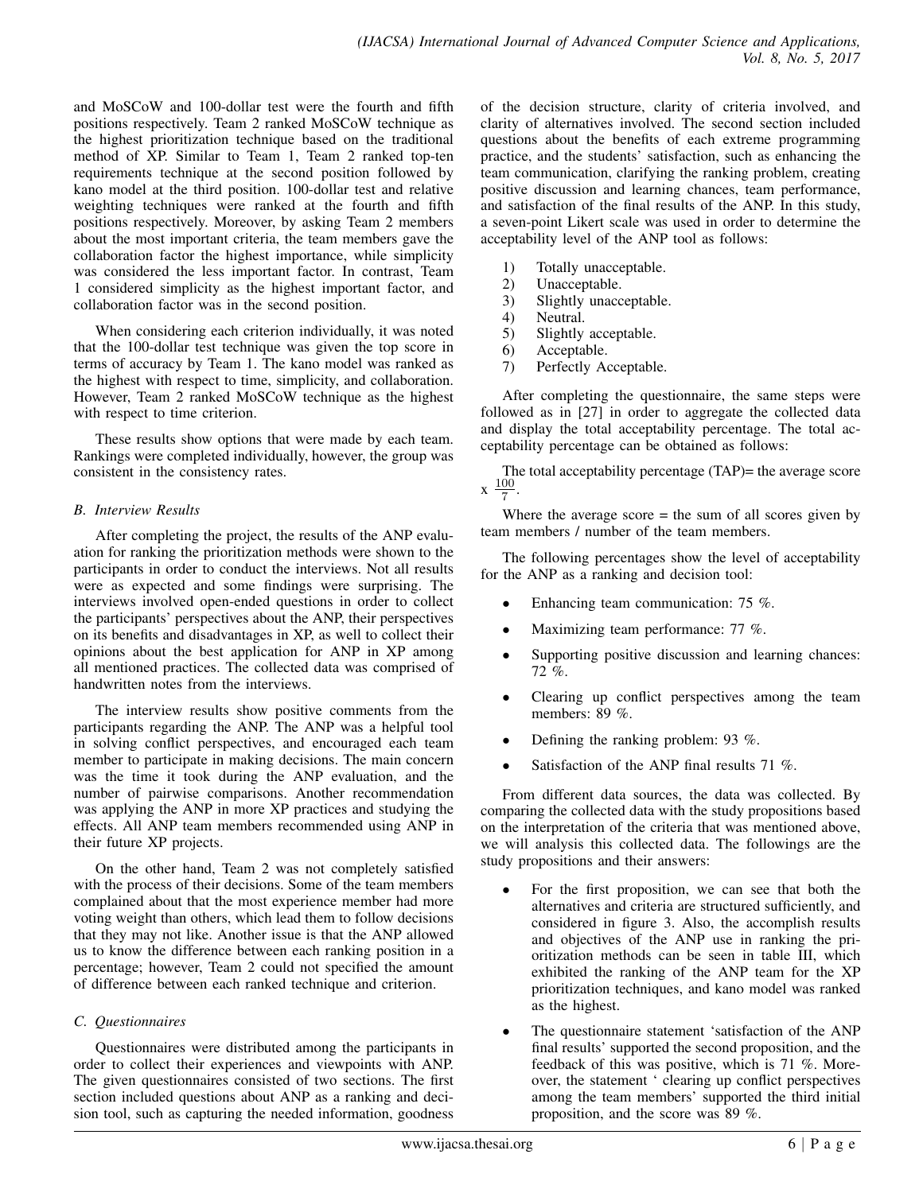and MoSCoW and 100-dollar test were the fourth and fifth positions respectively. Team 2 ranked MoSCoW technique as the highest prioritization technique based on the traditional method of XP. Similar to Team 1, Team 2 ranked top-ten requirements technique at the second position followed by kano model at the third position. 100-dollar test and relative weighting techniques were ranked at the fourth and fifth positions respectively. Moreover, by asking Team 2 members about the most important criteria, the team members gave the collaboration factor the highest importance, while simplicity was considered the less important factor. In contrast, Team 1 considered simplicity as the highest important factor, and collaboration factor was in the second position.

When considering each criterion individually, it was noted that the 100-dollar test technique was given the top score in terms of accuracy by Team 1. The kano model was ranked as the highest with respect to time, simplicity, and collaboration. However, Team 2 ranked MoSCoW technique as the highest with respect to time criterion.

These results show options that were made by each team. Rankings were completed individually, however, the group was consistent in the consistency rates.

### *B. Interview Results*

After completing the project, the results of the ANP evaluation for ranking the prioritization methods were shown to the participants in order to conduct the interviews. Not all results were as expected and some findings were surprising. The interviews involved open-ended questions in order to collect the participants' perspectives about the ANP, their perspectives on its benefits and disadvantages in XP, as well to collect their opinions about the best application for ANP in XP among all mentioned practices. The collected data was comprised of handwritten notes from the interviews.

The interview results show positive comments from the participants regarding the ANP. The ANP was a helpful tool in solving conflict perspectives, and encouraged each team member to participate in making decisions. The main concern was the time it took during the ANP evaluation, and the number of pairwise comparisons. Another recommendation was applying the ANP in more XP practices and studying the effects. All ANP team members recommended using ANP in their future XP projects.

On the other hand, Team 2 was not completely satisfied with the process of their decisions. Some of the team members complained about that the most experience member had more voting weight than others, which lead them to follow decisions that they may not like. Another issue is that the ANP allowed us to know the difference between each ranking position in a percentage; however, Team 2 could not specified the amount of difference between each ranked technique and criterion.

### *C. Questionnaires*

Questionnaires were distributed among the participants in order to collect their experiences and viewpoints with ANP. The given questionnaires consisted of two sections. The first section included questions about ANP as a ranking and decision tool, such as capturing the needed information, goodness of the decision structure, clarity of criteria involved, and clarity of alternatives involved. The second section included questions about the benefits of each extreme programming practice, and the students' satisfaction, such as enhancing the team communication, clarifying the ranking problem, creating positive discussion and learning chances, team performance, and satisfaction of the final results of the ANP. In this study, a seven-point Likert scale was used in order to determine the acceptability level of the ANP tool as follows:

1) Totally unacceptable.
2) Unacceptable.
3) Slightly unacceptable.
4) Neutral.
5) Slightly acceptable.
6) Acceptable.
7) Perfectly Acceptable.

After completing the questionnaire, the same steps were followed as in [27] in order to aggregate the collected data and display the total acceptability percentage. The total acceptability percentage can be obtained as follows:

The total acceptability percentage (TAP)= the average score x $\frac{100}{7}$.

Where the average score = the sum of all scores given by team members / number of the team members.

The following percentages show the level of acceptability for the ANP as a ranking and decision tool:

- Enhancing team communication: 75 %.
- Maximizing team performance: 77 %.
- Supporting positive discussion and learning chances: 72 %.
- Clearing up conflict perspectives among the team members: 89 %.
- Defining the ranking problem: 93 %.
- Satisfaction of the ANP final results 71 %.

From different data sources, the data was collected. By comparing the collected data with the study propositions based on the interpretation of the criteria that was mentioned above, we will analysis this collected data. The followings are the study propositions and their answers:

- For the first proposition, we can see that both the alternatives and criteria are structured sufficiently, and considered in figure 3. Also, the accomplish results and objectives of the ANP use in ranking the prioritization methods can be seen in table III, which exhibited the ranking of the ANP team for the XP prioritization techniques, and kano model was ranked as the highest.
- The questionnaire statement 'satisfaction of the ANP final results' supported the second proposition, and the feedback of this was positive, which is 71 %. Moreover, the statement ' clearing up conflict perspectives among the team members' supported the third initial proposition, and the score was 89 %.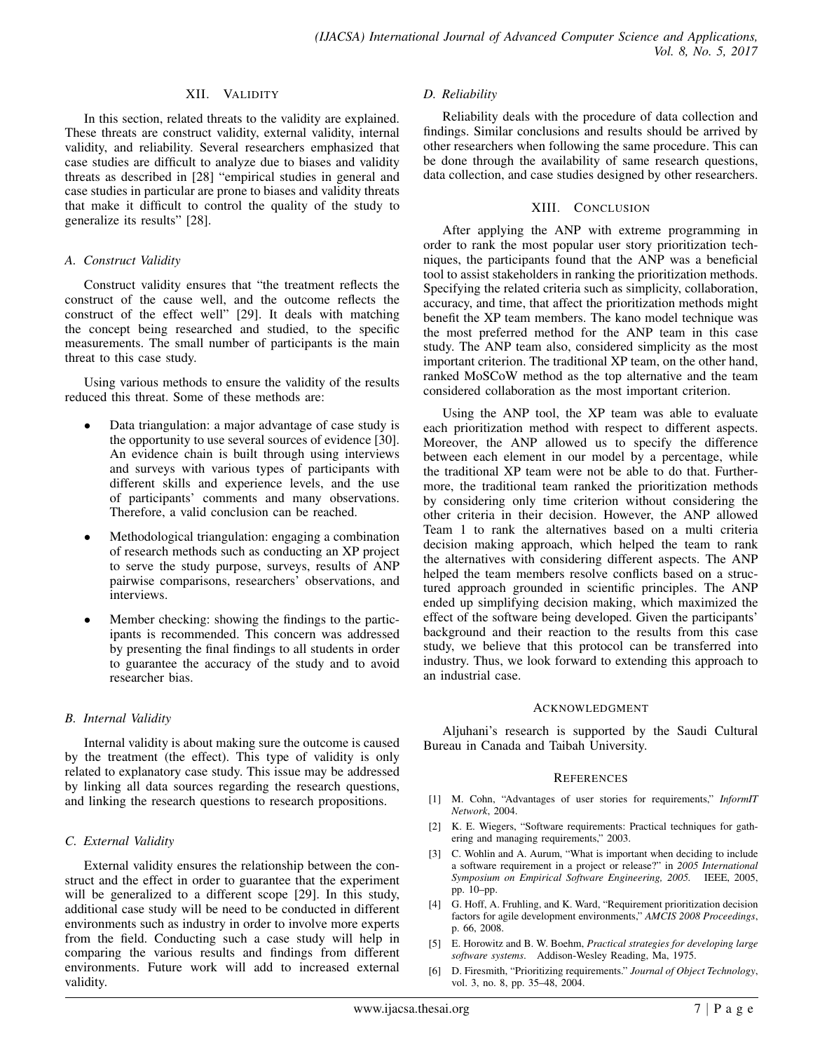## XII. Validity

In this section, related threats to the validity are explained. These threats are construct validity, external validity, internal validity, and reliability. Several researchers emphasized that case studies are difficult to analyze due to biases and validity threats as described in [28] "empirical studies in general and case studies in particular are prone to biases and validity threats that make it difficult to control the quality of the study to generalize its results" [28].

### A. Construct Validity

Construct validity ensures that "the treatment reflects the construct of the cause well, and the outcome reflects the construct of the effect well" [29]. It deals with matching the concept being researched and studied, to the specific measurements. The small number of participants is the main threat to this case study.

Using various methods to ensure the validity of the results reduced this threat. Some of these methods are:

- Data triangulation: a major advantage of case study is the opportunity to use several sources of evidence [30]. An evidence chain is built through using interviews and surveys with various types of participants with different skills and experience levels, and the use of participants' comments and many observations. Therefore, a valid conclusion can be reached.
- Methodological triangulation: engaging a combination of research methods such as conducting an XP project to serve the study purpose, surveys, results of ANP pairwise comparisons, researchers' observations, and interviews.
- Member checking: showing the findings to the participants is recommended. This concern was addressed by presenting the final findings to all students in order to guarantee the accuracy of the study and to avoid researcher bias.

### B. Internal Validity

Internal validity is about making sure the outcome is caused by the treatment (the effect). This type of validity is only related to explanatory case study. This issue may be addressed by linking all data sources regarding the research questions, and linking the research questions to research propositions.

### C. External Validity

External validity ensures the relationship between the construct and the effect in order to guarantee that the experiment will be generalized to a different scope [29]. In this study, additional case study will be need to be conducted in different environments such as industry in order to involve more experts from the field. Conducting such a case study will help in comparing the various results and findings from different environments. Future work will add to increased external validity.

### D. Reliability

Reliability deals with the procedure of data collection and findings. Similar conclusions and results should be arrived by other researchers when following the same procedure. This can be done through the availability of same research questions, data collection, and case studies designed by other researchers.

## XIII. Conclusion

After applying the ANP with extreme programming in order to rank the most popular user story prioritization techniques, the participants found that the ANP was a beneficial tool to assist stakeholders in ranking the prioritization methods. Specifying the related criteria such as simplicity, collaboration, accuracy, and time, that affect the prioritization methods might benefit the XP team members. The kano model technique was the most preferred method for the ANP team in this case study. The ANP team also, considered simplicity as the most important criterion. The traditional XP team, on the other hand, ranked MoSCoW method as the top alternative and the team considered collaboration as the most important criterion.

Using the ANP tool, the XP team was able to evaluate each prioritization method with respect to different aspects. Moreover, the ANP allowed us to specify the difference between each element in our model by a percentage, while the traditional XP team were not be able to do that. Furthermore, the traditional team ranked the prioritization methods by considering only time criterion without considering the other criteria in their decision. However, the ANP allowed Team 1 to rank the alternatives based on a multi criteria decision making approach, which helped the team to rank the alternatives with considering different aspects. The ANP helped the team members resolve conflicts based on a structured approach grounded in scientific principles. The ANP ended up simplifying decision making, which maximized the effect of the software being developed. Given the participants' background and their reaction to the results from this case study, we believe that this protocol can be transferred into industry. Thus, we look forward to extending this approach to an industrial case.

## Acknowledgment

Aljuhani's research is supported by the Saudi Cultural Bureau in Canada and Taibah University.

## References

[1] M. Cohn, "Advantages of user stories for requirements," *InformIT Network*, 2004.

[2] K. E. Wiegers, "Software requirements: Practical techniques for gathering and managing requirements," 2003.

[3] C. Wohlin and A. Aurum, "What is important when deciding to include a software requirement in a project or release?" in *2005 International Symposium on Empirical Software Engineering, 2005.* IEEE, 2005, pp. 10–pp.

[4] G. Hoff, A. Fruhling, and K. Ward, "Requirement prioritization decision factors for agile development environments," *AMCIS 2008 Proceedings*, p. 66, 2008.

[5] E. Horowitz and B. W. Boehm, *Practical strategies for developing large software systems*. Addison-Wesley Reading, Ma, 1975.

[6] D. Firesmith, "Prioritizing requirements." *Journal of Object Technology*, vol. 3, no. 8, pp. 35–48, 2004.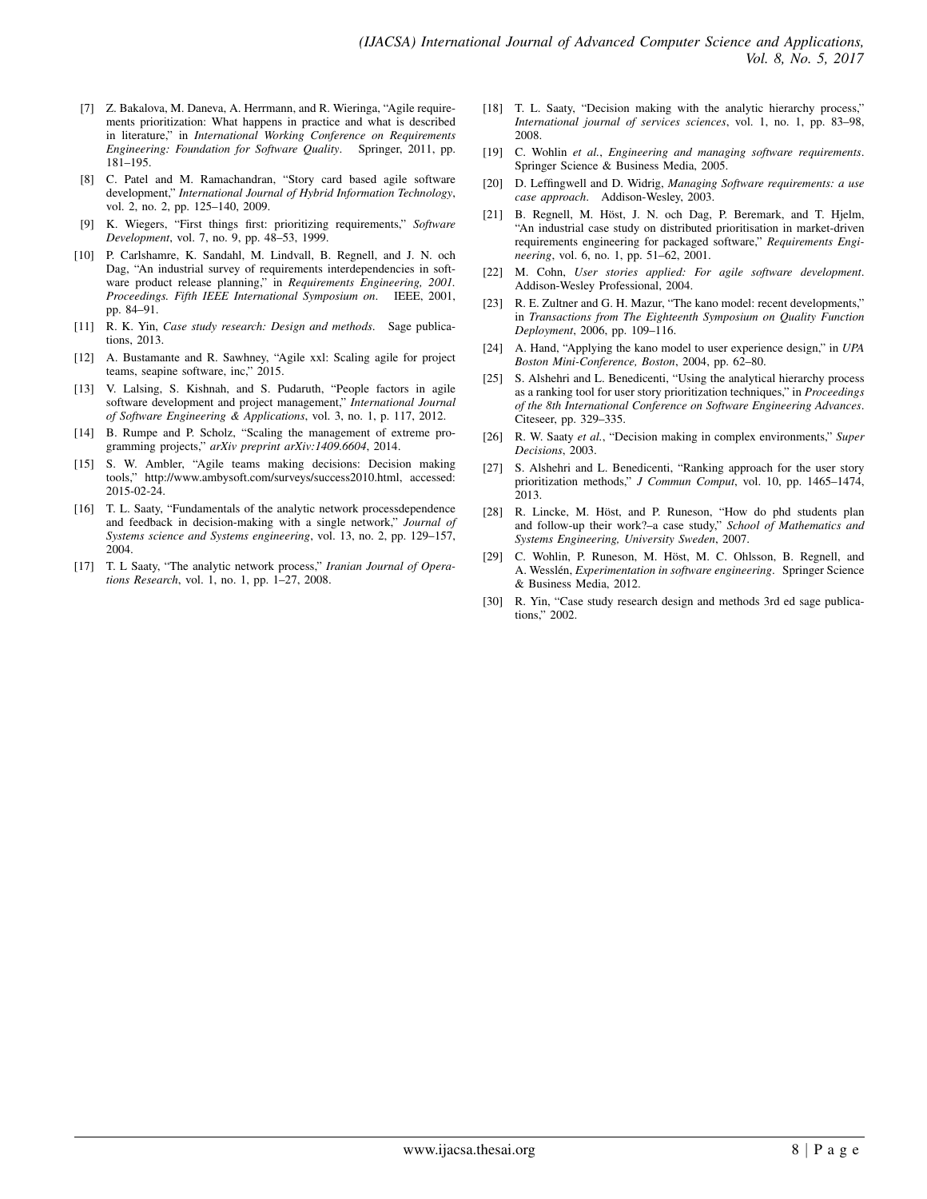[7] Z. Bakalova, M. Daneva, A. Herrmann, and R. Wieringa, "Agile requirements prioritization: What happens in practice and what is described in literature," in *International Working Conference on Requirements Engineering: Foundation for Software Quality*. Springer, 2011, pp. 181–195.

[8] C. Patel and M. Ramachandran, "Story card based agile software development," *International Journal of Hybrid Information Technology*, vol. 2, no. 2, pp. 125–140, 2009.

[9] K. Wiegers, "First things first: prioritizing requirements," *Software Development*, vol. 7, no. 9, pp. 48–53, 1999.

[10] P. Carlshamre, K. Sandahl, M. Lindvall, B. Regnell, and J. N. och Dag, "An industrial survey of requirements interdependencies in software product release planning," in *Requirements Engineering, 2001. Proceedings. Fifth IEEE International Symposium on*. IEEE, 2001, pp. 84–91.

[11] R. K. Yin, *Case study research: Design and methods*. Sage publications, 2013.

[12] A. Bustamante and R. Sawhney, "Agile xxl: Scaling agile for project teams, seapine software, inc," 2015.

[13] V. Lalsing, S. Kishnah, and S. Pudaruth, "People factors in agile software development and project management," *International Journal of Software Engineering & Applications*, vol. 3, no. 1, p. 117, 2012.

[14] B. Rumpe and P. Scholz, "Scaling the management of extreme programming projects," *arXiv preprint arXiv:1409.6604*, 2014.

[15] S. W. Ambler, "Agile teams making decisions: Decision making tools," http://www.ambysoft.com/surveys/success2010.html, accessed: 2015-02-24.

[16] T. L. Saaty, "Fundamentals of the analytic network processdependence and feedback in decision-making with a single network," *Journal of Systems science and Systems engineering*, vol. 13, no. 2, pp. 129–157, 2004.

[17] T. L Saaty, "The analytic network process," *Iranian Journal of Operations Research*, vol. 1, no. 1, pp. 1–27, 2008.

[18] T. L. Saaty, "Decision making with the analytic hierarchy process," *International journal of services sciences*, vol. 1, no. 1, pp. 83–98, 2008.

[19] C. Wohlin *et al.*, *Engineering and managing software requirements*. Springer Science & Business Media, 2005.

[20] D. Leffingwell and D. Widrig, *Managing Software requirements: a use case approach*. Addison-Wesley, 2003.

[21] B. Regnell, M. Höst, J. N. och Dag, P. Beremark, and T. Hjelm, "An industrial case study on distributed prioritisation in market-driven requirements engineering for packaged software," *Requirements Engineering*, vol. 6, no. 1, pp. 51–62, 2001.

[22] M. Cohn, *User stories applied: For agile software development*. Addison-Wesley Professional, 2004.

[23] R. E. Zultner and G. H. Mazur, "The kano model: recent developments," in *Transactions from The Eighteenth Symposium on Quality Function Deployment*, 2006, pp. 109–116.

[24] A. Hand, "Applying the kano model to user experience design," in *UPA Boston Mini-Conference, Boston*, 2004, pp. 62–80.

[25] S. Alshehri and L. Benedicenti, "Using the analytical hierarchy process as a ranking tool for user story prioritization techniques," in *Proceedings of the 8th International Conference on Software Engineering Advances*. Citeseer, pp. 329–335.

[26] R. W. Saaty *et al.*, "Decision making in complex environments," *Super Decisions*, 2003.

[27] S. Alshehri and L. Benedicenti, "Ranking approach for the user story prioritization methods," *J Commun Comput*, vol. 10, pp. 1465–1474, 2013.

[28] R. Lincke, M. Höst, and P. Runeson, "How do phd students plan and follow-up their work?–a case study," *School of Mathematics and Systems Engineering, University Sweden*, 2007.

[29] C. Wohlin, P. Runeson, M. Höst, M. C. Ohlsson, B. Regnell, and A. Wesslén, *Experimentation in software engineering*. Springer Science & Business Media, 2012.

[30] R. Yin, "Case study research design and methods 3rd ed sage publications," 2002.